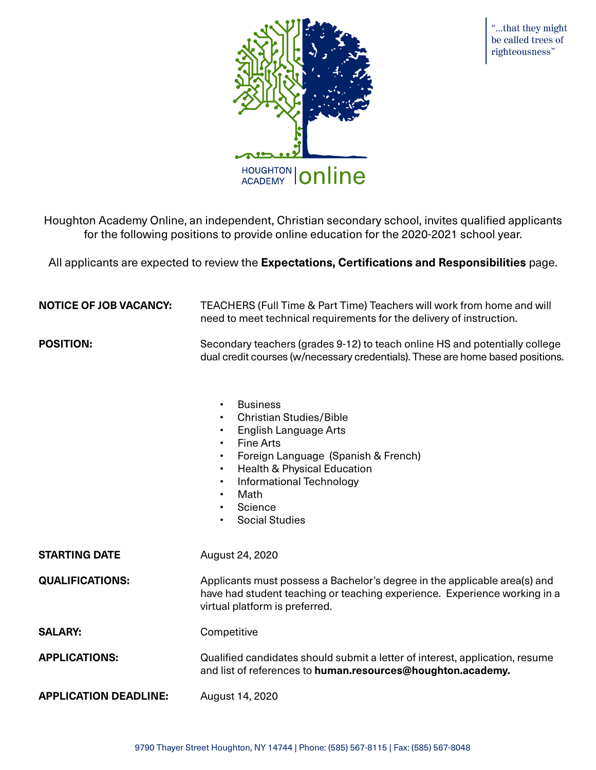HOUGHTON ACADEMY | online

"...that they might be called trees of righteousness"

Houghton Academy Online, an independent, Christian secondary school, invites qualified applicants for the following positions to provide online education for the 2020-2021 school year.

All applicants are expected to review the **Expectations, Certifications and Responsibilities** page.

**NOTICE OF JOB VACANCY:** TEACHERS (Full Time & Part Time) Teachers will work from home and will need to meet technical requirements for the delivery of instruction.

**POSITION:** Secondary teachers (grades 9-12) to teach online HS and potentially college dual credit courses (w/necessary credentials). These are home based positions.

- Business
- Christian Studies/Bible
- English Language Arts
- Fine Arts
- Foreign Language (Spanish & French)
- Health & Physical Education
- Informational Technology
- Math
- Science
- Social Studies

**STARTING DATE** August 24, 2020

**QUALIFICATIONS:** Applicants must possess a Bachelor's degree in the applicable area(s) and have had student teaching or teaching experience. Experience working in a virtual platform is preferred.

**SALARY:** Competitive

**APPLICATIONS:** Qualified candidates should submit a letter of interest, application, resume and list of references to **human.resources@houghton.academy.**

**APPLICATION DEADLINE:** August 14, 2020

9790 Thayer Street Houghton, NY 14744 | Phone: (585) 567-8115 | Fax: (585) 567-8048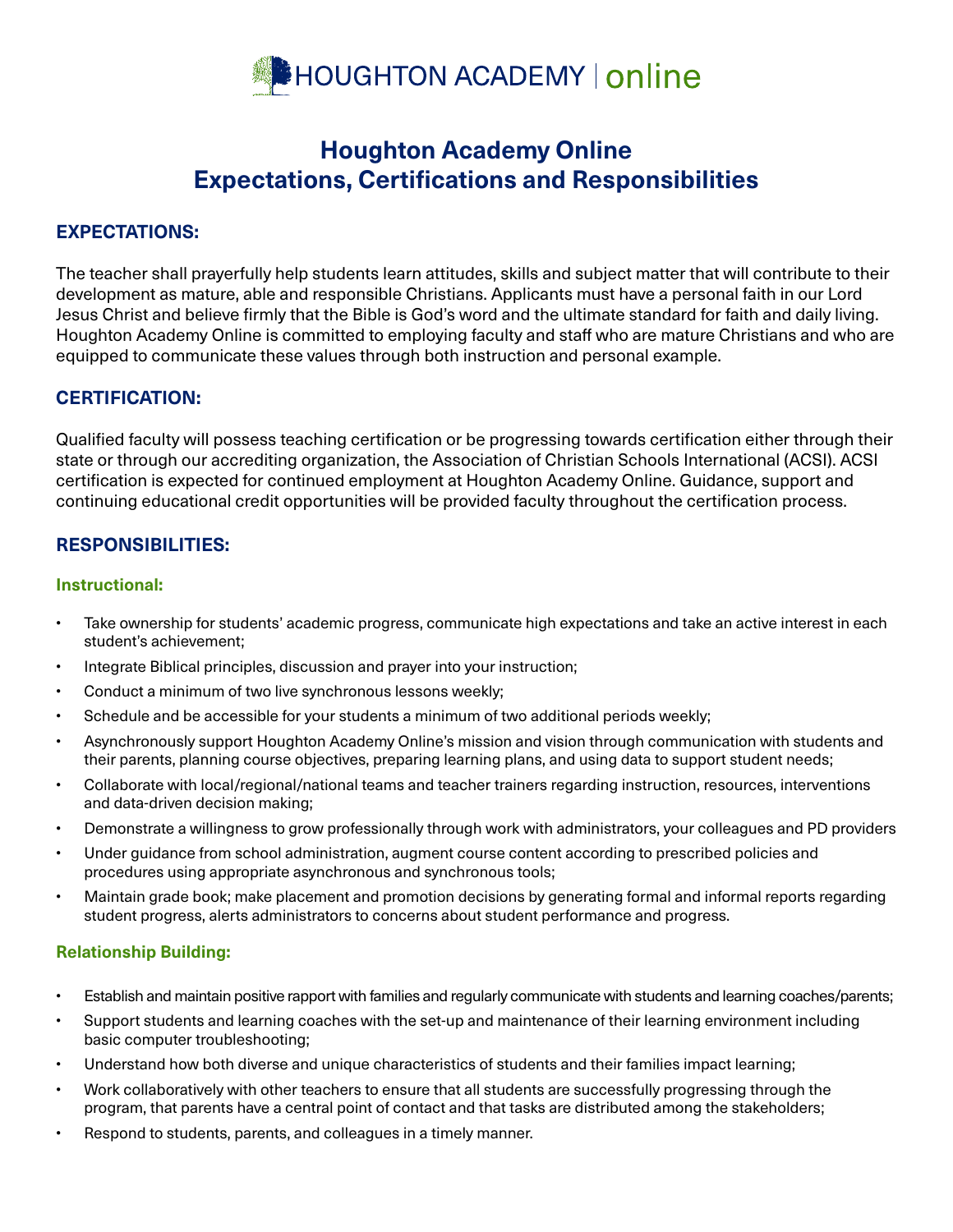HOUGHTON ACADEMY | online

# Houghton Academy Online
# Expectations, Certifications and Responsibilities

## EXPECTATIONS:

The teacher shall prayerfully help students learn attitudes, skills and subject matter that will contribute to their development as mature, able and responsible Christians. Applicants must have a personal faith in our Lord Jesus Christ and believe firmly that the Bible is God's word and the ultimate standard for faith and daily living. Houghton Academy Online is committed to employing faculty and staff who are mature Christians and who are equipped to communicate these values through both instruction and personal example.

## CERTIFICATION:

Qualified faculty will possess teaching certification or be progressing towards certification either through their state or through our accrediting organization, the Association of Christian Schools International (ACSI). ACSI certification is expected for continued employment at Houghton Academy Online. Guidance, support and continuing educational credit opportunities will be provided faculty throughout the certification process.

## RESPONSIBILITIES:

### Instructional:

- Take ownership for students' academic progress, communicate high expectations and take an active interest in each student's achievement;
- Integrate Biblical principles, discussion and prayer into your instruction;
- Conduct a minimum of two live synchronous lessons weekly;
- Schedule and be accessible for your students a minimum of two additional periods weekly;
- Asynchronously support Houghton Academy Online's mission and vision through communication with students and their parents, planning course objectives, preparing learning plans, and using data to support student needs;
- Collaborate with local/regional/national teams and teacher trainers regarding instruction, resources, interventions and data-driven decision making;
- Demonstrate a willingness to grow professionally through work with administrators, your colleagues and PD providers
- Under guidance from school administration, augment course content according to prescribed policies and procedures using appropriate asynchronous and synchronous tools;
- Maintain grade book; make placement and promotion decisions by generating formal and informal reports regarding student progress, alerts administrators to concerns about student performance and progress.

### Relationship Building:

- Establish and maintain positive rapport with families and regularly communicate with students and learning coaches/parents;
- Support students and learning coaches with the set-up and maintenance of their learning environment including basic computer troubleshooting;
- Understand how both diverse and unique characteristics of students and their families impact learning;
- Work collaboratively with other teachers to ensure that all students are successfully progressing through the program, that parents have a central point of contact and that tasks are distributed among the stakeholders;
- Respond to students, parents, and colleagues in a timely manner.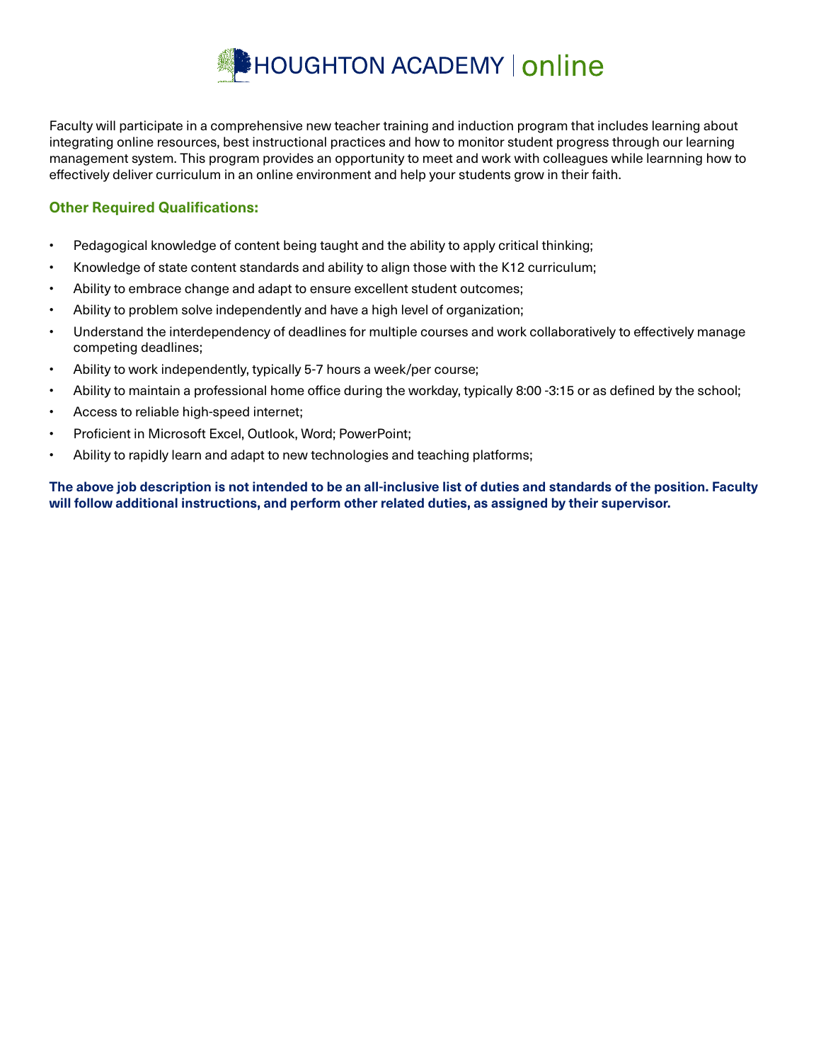Faculty will participate in a comprehensive new teacher training and induction program that includes learning about integrating online resources, best instructional practices and how to monitor student progress through our learning management system. This program provides an opportunity to meet and work with colleagues while learnning how to effectively deliver curriculum in an online environment and help your students grow in their faith.

### Other Required Qualifications:

- Pedagogical knowledge of content being taught and the ability to apply critical thinking;
- Knowledge of state content standards and ability to align those with the K12 curriculum;
- Ability to embrace change and adapt to ensure excellent student outcomes;
- Ability to problem solve independently and have a high level of organization;
- Understand the interdependency of deadlines for multiple courses and work collaboratively to effectively manage competing deadlines;
- Ability to work independently, typically 5-7 hours a week/per course;
- Ability to maintain a professional home office during the workday, typically 8:00 -3:15 or as defined by the school;
- Access to reliable high-speed internet;
- Proficient in Microsoft Excel, Outlook, Word; PowerPoint;
- Ability to rapidly learn and adapt to new technologies and teaching platforms;

**The above job description is not intended to be an all-inclusive list of duties and standards of the position. Faculty will follow additional instructions, and perform other related duties, as assigned by their supervisor.**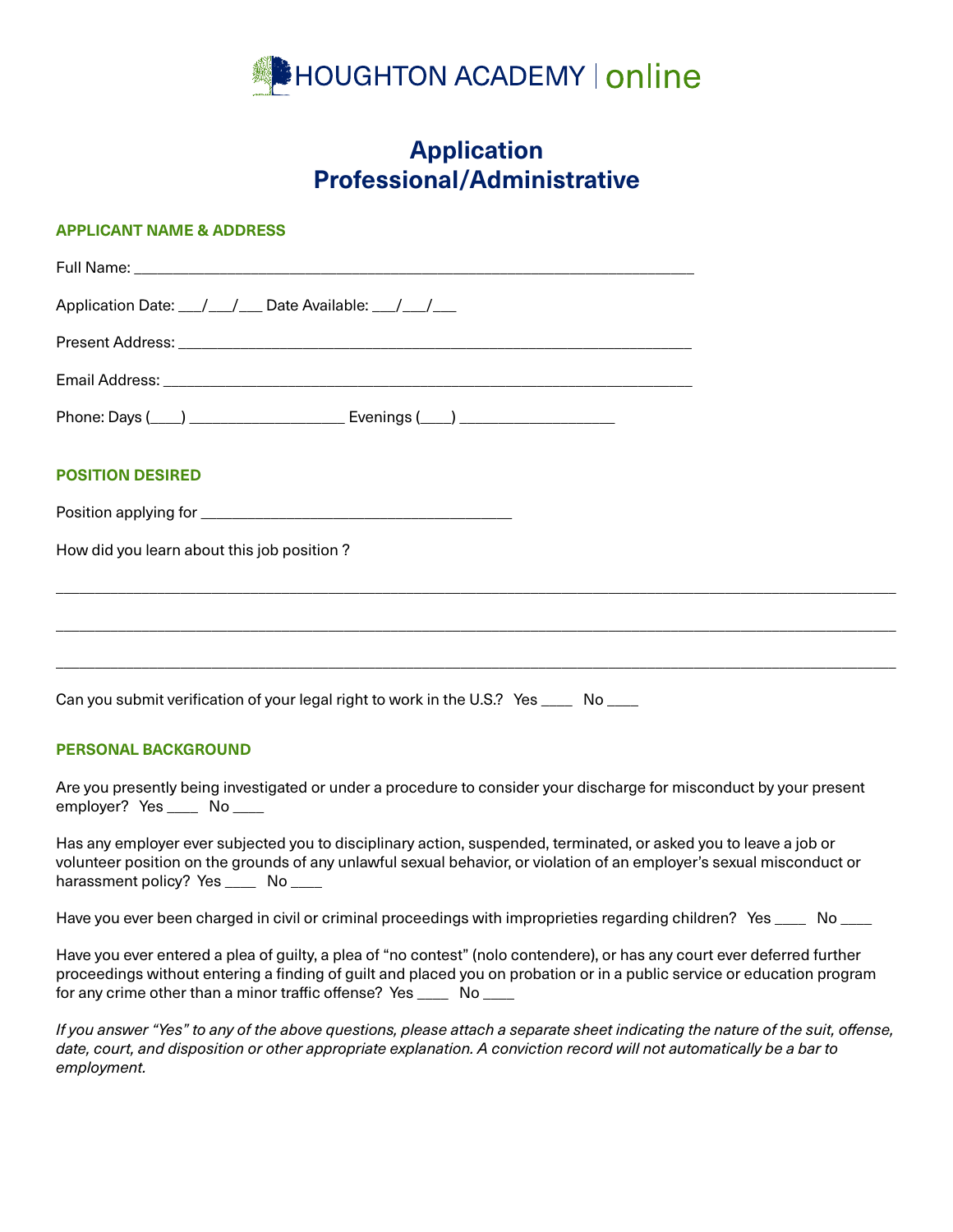HOUGHTON ACADEMY | online

# Application
# Professional/Administrative

## APPLICANT NAME & ADDRESS

Full Name: ___________________________________________________________________

Application Date: ___/___/___ Date Available: ___/___/___

Present Address: ______________________________________________________________

Email Address: ________________________________________________________________

Phone: Days (____) __________________ Evenings (____) __________________

## POSITION DESIRED

Position applying for ____________________________________

How did you learn about this job position ?

_____________________________________________________________________________________________

_____________________________________________________________________________________________

_____________________________________________________________________________________________

Can you submit verification of your legal right to work in the U.S.? Yes ____ No ____

## PERSONAL BACKGROUND

Are you presently being investigated or under a procedure to consider your discharge for misconduct by your present employer? Yes ____ No ____

Has any employer ever subjected you to disciplinary action, suspended, terminated, or asked you to leave a job or volunteer position on the grounds of any unlawful sexual behavior, or violation of an employer's sexual misconduct or harassment policy? Yes ____ No ____

Have you ever been charged in civil or criminal proceedings with improprieties regarding children? Yes ____ No ____

Have you ever entered a plea of guilty, a plea of "no contest" (nolo contendere), or has any court ever deferred further proceedings without entering a finding of guilt and placed you on probation or in a public service or education program for any crime other than a minor traffic offense? Yes ____ No ____

*If you answer "Yes" to any of the above questions, please attach a separate sheet indicating the nature of the suit, offense, date, court, and disposition or other appropriate explanation. A conviction record will not automatically be a bar to employment.*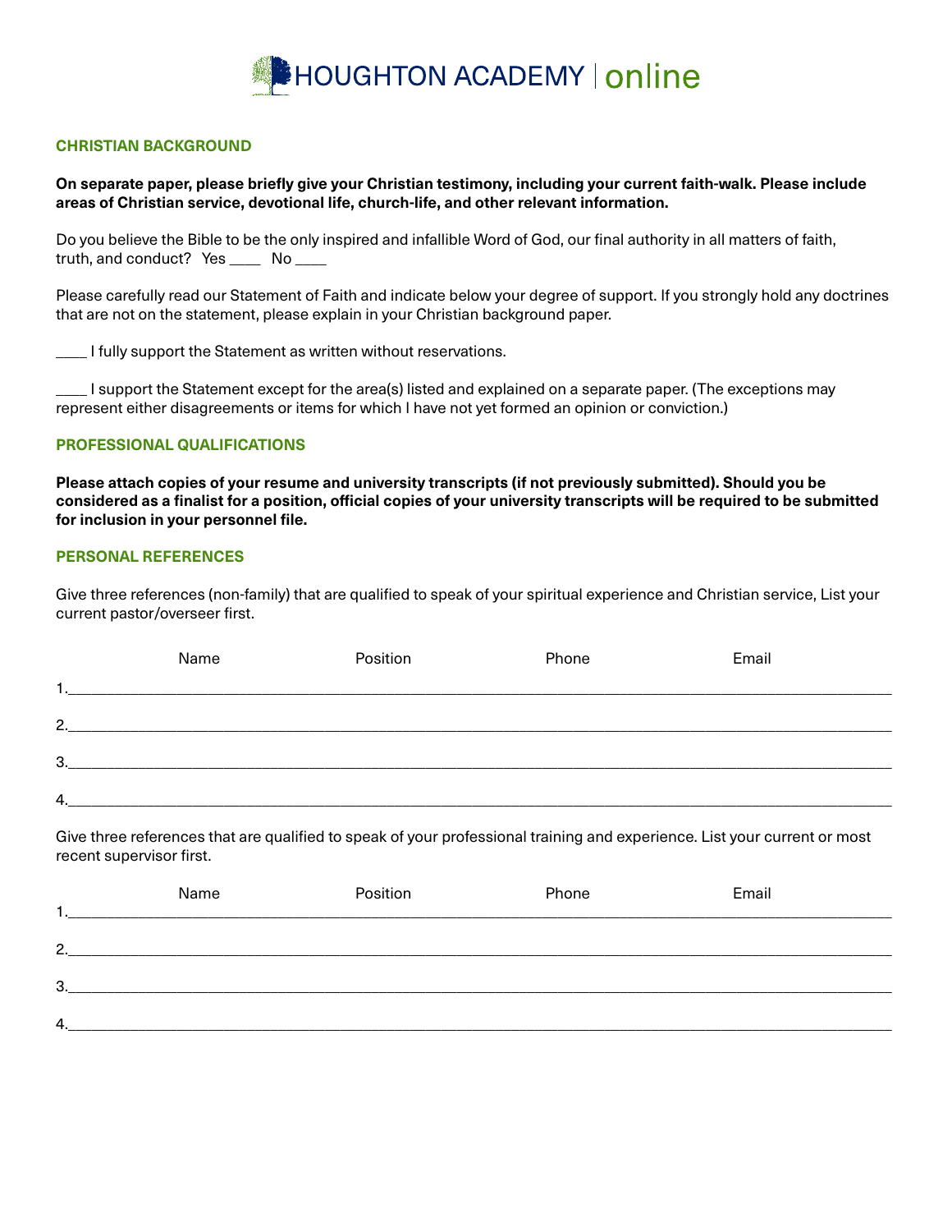# HOUGHTON ACADEMY | online

## CHRISTIAN BACKGROUND

**On separate paper, please briefly give your Christian testimony, including your current faith-walk. Please include areas of Christian service, devotional life, church-life, and other relevant information.**

Do you believe the Bible to be the only inspired and infallible Word of God, our final authority in all matters of faith, truth, and conduct? Yes ____ No ____

Please carefully read our Statement of Faith and indicate below your degree of support. If you strongly hold any doctrines that are not on the statement, please explain in your Christian background paper.

____ I fully support the Statement as written without reservations.

____ I support the Statement except for the area(s) listed and explained on a separate paper. (The exceptions may represent either disagreements or items for which I have not yet formed an opinion or conviction.)

## PROFESSIONAL QUALIFICATIONS

**Please attach copies of your resume and university transcripts (if not previously submitted). Should you be considered as a finalist for a position, official copies of your university transcripts will be required to be submitted for inclusion in your personnel file.**

## PERSONAL REFERENCES

Give three references (non-family) that are qualified to speak of your spiritual experience and Christian service, List your current pastor/overseer first.

| | Name | Position | Phone | Email |
|---|---|---|---|---|
| 1. | | | | |
| 2. | | | | |
| 3. | | | | |
| 4. | | | | |

Give three references that are qualified to speak of your professional training and experience. List your current or most recent supervisor first.

| | Name | Position | Phone | Email |
|---|---|---|---|---|
| 1. | | | | |
| 2. | | | | |
| 3. | | | | |
| 4. | | | | |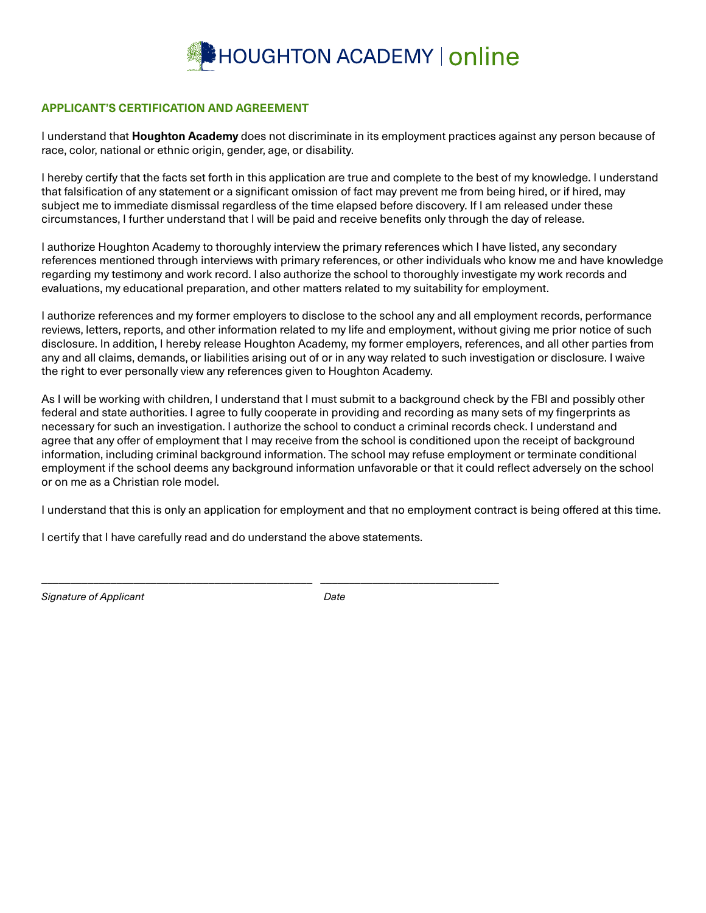HOUGHTON ACADEMY | online

## APPLICANT'S CERTIFICATION AND AGREEMENT

I understand that **Houghton Academy** does not discriminate in its employment practices against any person because of race, color, national or ethnic origin, gender, age, or disability.

I hereby certify that the facts set forth in this application are true and complete to the best of my knowledge. I understand that falsification of any statement or a significant omission of fact may prevent me from being hired, or if hired, may subject me to immediate dismissal regardless of the time elapsed before discovery. If I am released under these circumstances, I further understand that I will be paid and receive benefits only through the day of release.

I authorize Houghton Academy to thoroughly interview the primary references which I have listed, any secondary references mentioned through interviews with primary references, or other individuals who know me and have knowledge regarding my testimony and work record. I also authorize the school to thoroughly investigate my work records and evaluations, my educational preparation, and other matters related to my suitability for employment.

I authorize references and my former employers to disclose to the school any and all employment records, performance reviews, letters, reports, and other information related to my life and employment, without giving me prior notice of such disclosure. In addition, I hereby release Houghton Academy, my former employers, references, and all other parties from any and all claims, demands, or liabilities arising out of or in any way related to such investigation or disclosure. I waive the right to ever personally view any references given to Houghton Academy.

As I will be working with children, I understand that I must submit to a background check by the FBI and possibly other federal and state authorities. I agree to fully cooperate in providing and recording as many sets of my fingerprints as necessary for such an investigation. I authorize the school to conduct a criminal records check. I understand and agree that any offer of employment that I may receive from the school is conditioned upon the receipt of background information, including criminal background information. The school may refuse employment or terminate conditional employment if the school deems any background information unfavorable or that it could reflect adversely on the school or on me as a Christian role model.

I understand that this is only an application for employment and that no employment contract is being offered at this time.

I certify that I have carefully read and do understand the above statements.

_______________________________________________ ______________________________

*Signature of Applicant* *Date*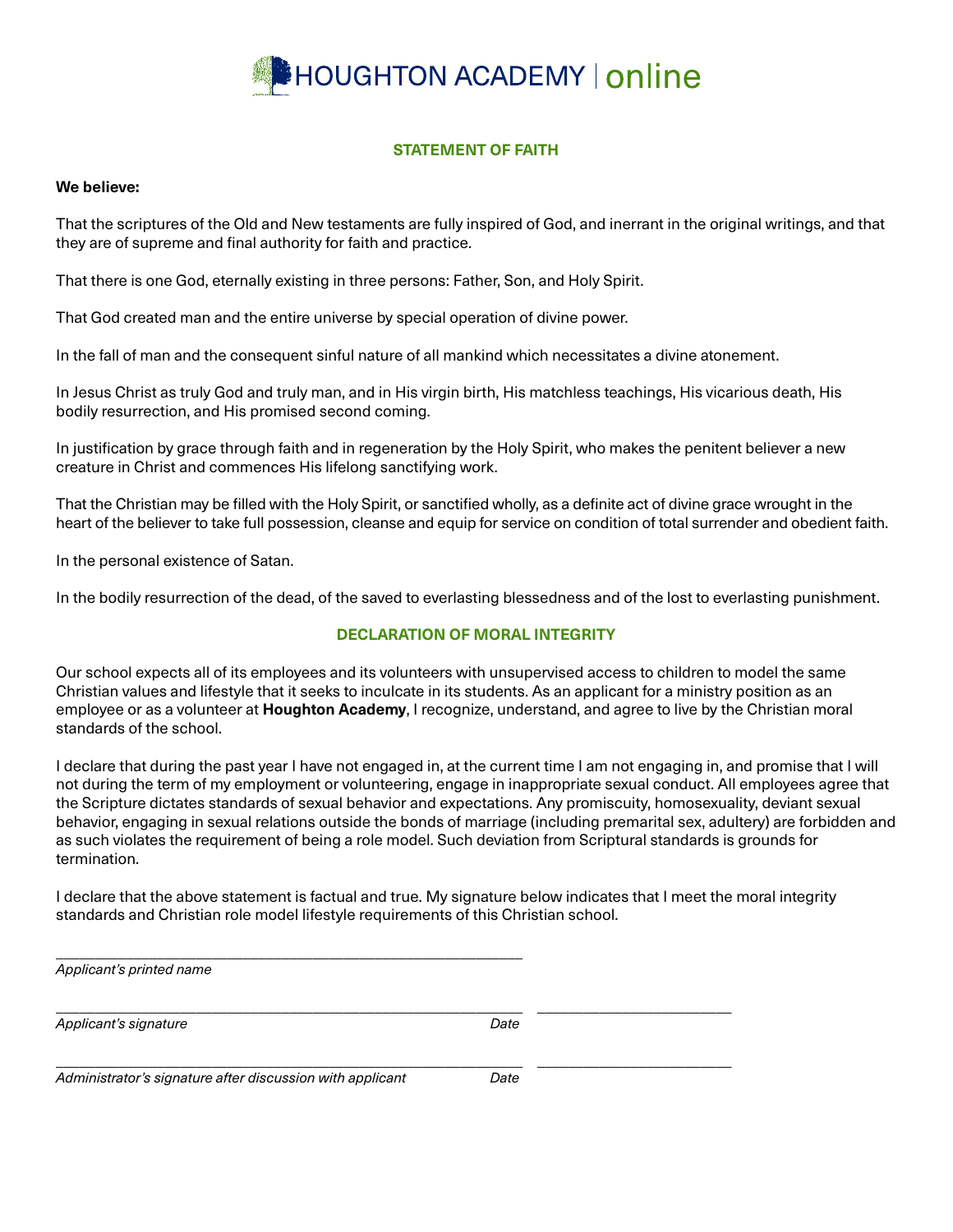HOUGHTON ACADEMY | online

## STATEMENT OF FAITH

**We believe:**

That the scriptures of the Old and New testaments are fully inspired of God, and inerrant in the original writings, and that they are of supreme and final authority for faith and practice.

That there is one God, eternally existing in three persons: Father, Son, and Holy Spirit.

That God created man and the entire universe by special operation of divine power.

In the fall of man and the consequent sinful nature of all mankind which necessitates a divine atonement.

In Jesus Christ as truly God and truly man, and in His virgin birth, His matchless teachings, His vicarious death, His bodily resurrection, and His promised second coming.

In justification by grace through faith and in regeneration by the Holy Spirit, who makes the penitent believer a new creature in Christ and commences His lifelong sanctifying work.

That the Christian may be filled with the Holy Spirit, or sanctified wholly, as a definite act of divine grace wrought in the heart of the believer to take full possession, cleanse and equip for service on condition of total surrender and obedient faith.

In the personal existence of Satan.

In the bodily resurrection of the dead, of the saved to everlasting blessedness and of the lost to everlasting punishment.

## DECLARATION OF MORAL INTEGRITY

Our school expects all of its employees and its volunteers with unsupervised access to children to model the same Christian values and lifestyle that it seeks to inculcate in its students. As an applicant for a ministry position as an employee or as a volunteer at **Houghton Academy**, I recognize, understand, and agree to live by the Christian moral standards of the school.

I declare that during the past year I have not engaged in, at the current time I am not engaging in, and promise that I will not during the term of my employment or volunteering, engage in inappropriate sexual conduct. All employees agree that the Scripture dictates standards of sexual behavior and expectations. Any promiscuity, homosexuality, deviant sexual behavior, engaging in sexual relations outside the bonds of marriage (including premarital sex, adultery) are forbidden and as such violates the requirement of being a role model. Such deviation from Scriptural standards is grounds for termination.

I declare that the above statement is factual and true. My signature below indicates that I meet the moral integrity standards and Christian role model lifestyle requirements of this Christian school.

\_\_\_\_\_\_\_\_\_\_\_\_\_\_\_\_\_\_\_\_\_\_\_\_\_\_\_\_\_\_\_\_\_\_\_\_\_\_\_\_\_\_\_\_\_\_\_\_
*Applicant's printed name*

\_\_\_\_\_\_\_\_\_\_\_\_\_\_\_\_\_\_\_\_\_\_\_\_\_\_\_\_\_\_\_\_\_\_\_\_\_\_\_\_\_\_\_\_\_\_\_\_ \_\_\_\_\_\_\_\_\_\_\_\_\_\_\_\_\_\_\_\_
*Applicant's signature* *Date*

\_\_\_\_\_\_\_\_\_\_\_\_\_\_\_\_\_\_\_\_\_\_\_\_\_\_\_\_\_\_\_\_\_\_\_\_\_\_\_\_\_\_\_\_\_\_\_\_ \_\_\_\_\_\_\_\_\_\_\_\_\_\_\_\_\_\_\_\_
*Administrator's signature after discussion with applicant* *Date*